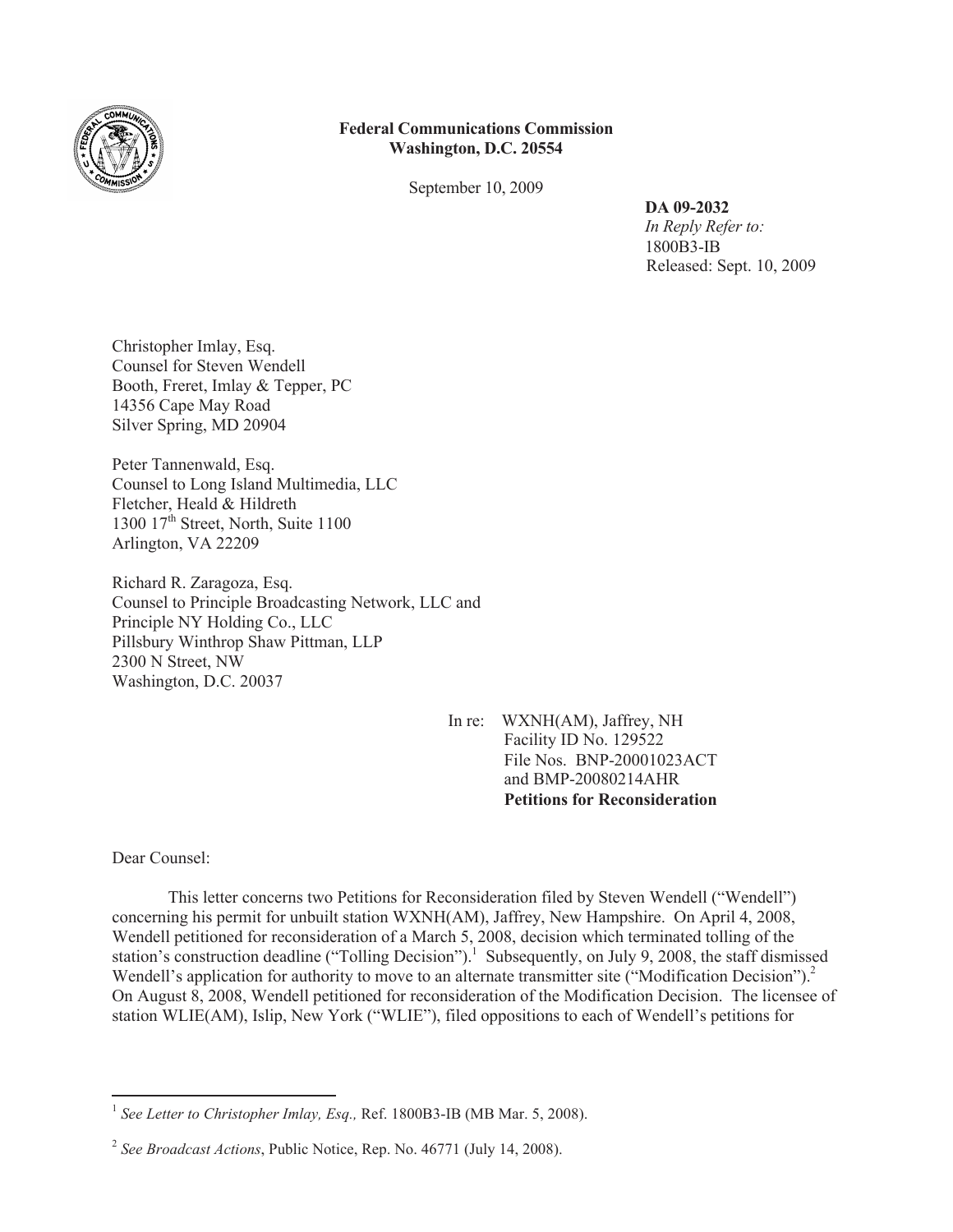**Federal Communications Commission**
**Washington, D.C. 20554**

September 10, 2009

**DA 09-2032**
*In Reply Refer to:*
1800B3-IB
Released: Sept. 10, 2009

Christopher Imlay, Esq.
Counsel for Steven Wendell
Booth, Freret, Imlay & Tepper, PC
14356 Cape May Road
Silver Spring, MD 20904

Peter Tannenwald, Esq.
Counsel to Long Island Multimedia, LLC
Fletcher, Heald & Hildreth
1300 17th Street, North, Suite 1100
Arlington, VA 22209

Richard R. Zaragoza, Esq.
Counsel to Principle Broadcasting Network, LLC and
Principle NY Holding Co., LLC
Pillsbury Winthrop Shaw Pittman, LLP
2300 N Street, NW
Washington, D.C. 20037

In re: WXNH(AM), Jaffrey, NH
Facility ID No. 129522
File Nos. BNP-20001023ACT
and BMP-20080214AHR
**Petitions for Reconsideration**

Dear Counsel:

This letter concerns two Petitions for Reconsideration filed by Steven Wendell ("Wendell") concerning his permit for unbuilt station WXNH(AM), Jaffrey, New Hampshire. On April 4, 2008, Wendell petitioned for reconsideration of a March 5, 2008, decision which terminated tolling of the station's construction deadline ("Tolling Decision").[1] Subsequently, on July 9, 2008, the staff dismissed Wendell's application for authority to move to an alternate transmitter site ("Modification Decision").[2] On August 8, 2008, Wendell petitioned for reconsideration of the Modification Decision. The licensee of station WLIE(AM), Islip, New York ("WLIE"), filed oppositions to each of Wendell's petitions for

[1] *See Letter to Christopher Imlay, Esq.,* Ref. 1800B3-IB (MB Mar. 5, 2008).

[2] *See Broadcast Actions*, Public Notice, Rep. No. 46771 (July 14, 2008).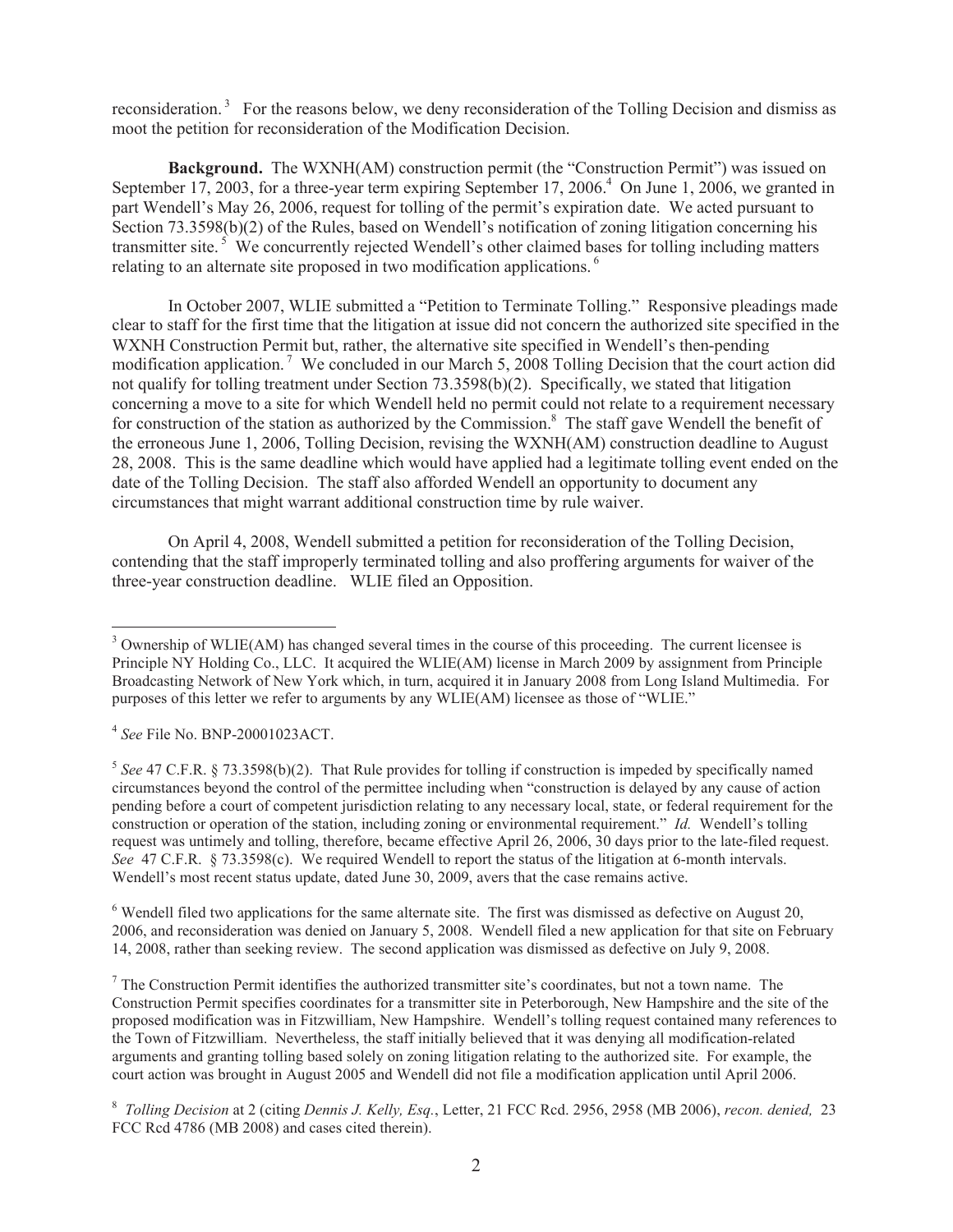reconsideration.[3] For the reasons below, we deny reconsideration of the Tolling Decision and dismiss as moot the petition for reconsideration of the Modification Decision.

**Background.** The WXNH(AM) construction permit (the "Construction Permit") was issued on September 17, 2003, for a three-year term expiring September 17, 2006.[4] On June 1, 2006, we granted in part Wendell's May 26, 2006, request for tolling of the permit's expiration date. We acted pursuant to Section 73.3598(b)(2) of the Rules, based on Wendell's notification of zoning litigation concerning his transmitter site.[5] We concurrently rejected Wendell's other claimed bases for tolling including matters relating to an alternate site proposed in two modification applications.[6]

In October 2007, WLIE submitted a "Petition to Terminate Tolling." Responsive pleadings made clear to staff for the first time that the litigation at issue did not concern the authorized site specified in the WXNH Construction Permit but, rather, the alternative site specified in Wendell's then-pending modification application.[7] We concluded in our March 5, 2008 Tolling Decision that the court action did not qualify for tolling treatment under Section 73.3598(b)(2). Specifically, we stated that litigation concerning a move to a site for which Wendell held no permit could not relate to a requirement necessary for construction of the station as authorized by the Commission.[8] The staff gave Wendell the benefit of the erroneous June 1, 2006, Tolling Decision, revising the WXNH(AM) construction deadline to August 28, 2008. This is the same deadline which would have applied had a legitimate tolling event ended on the date of the Tolling Decision. The staff also afforded Wendell an opportunity to document any circumstances that might warrant additional construction time by rule waiver.

On April 4, 2008, Wendell submitted a petition for reconsideration of the Tolling Decision, contending that the staff improperly terminated tolling and also proffering arguments for waiver of the three-year construction deadline. WLIE filed an Opposition.

---

[3] Ownership of WLIE(AM) has changed several times in the course of this proceeding. The current licensee is Principle NY Holding Co., LLC. It acquired the WLIE(AM) license in March 2009 by assignment from Principle Broadcasting Network of New York which, in turn, acquired it in January 2008 from Long Island Multimedia. For purposes of this letter we refer to arguments by any WLIE(AM) licensee as those of "WLIE."

[4] *See* File No. BNP-20001023ACT.

[5] *See* 47 C.F.R. § 73.3598(b)(2). That Rule provides for tolling if construction is impeded by specifically named circumstances beyond the control of the permittee including when "construction is delayed by any cause of action pending before a court of competent jurisdiction relating to any necessary local, state, or federal requirement for the construction or operation of the station, including zoning or environmental requirement." *Id.* Wendell's tolling request was untimely and tolling, therefore, became effective April 26, 2006, 30 days prior to the late-filed request. *See* 47 C.F.R. § 73.3598(c). We required Wendell to report the status of the litigation at 6-month intervals. Wendell's most recent status update, dated June 30, 2009, avers that the case remains active.

[6] Wendell filed two applications for the same alternate site. The first was dismissed as defective on August 20, 2006, and reconsideration was denied on January 5, 2008. Wendell filed a new application for that site on February 14, 2008, rather than seeking review. The second application was dismissed as defective on July 9, 2008.

[7] The Construction Permit identifies the authorized transmitter site's coordinates, but not a town name. The Construction Permit specifies coordinates for a transmitter site in Peterborough, New Hampshire and the site of the proposed modification was in Fitzwilliam, New Hampshire. Wendell's tolling request contained many references to the Town of Fitzwilliam. Nevertheless, the staff initially believed that it was denying all modification-related arguments and granting tolling based solely on zoning litigation relating to the authorized site. For example, the court action was brought in August 2005 and Wendell did not file a modification application until April 2006.

[8] *Tolling Decision* at 2 (citing *Dennis J. Kelly, Esq.*, Letter, 21 FCC Rcd. 2956, 2958 (MB 2006), *recon. denied,* 23 FCC Rcd 4786 (MB 2008) and cases cited therein).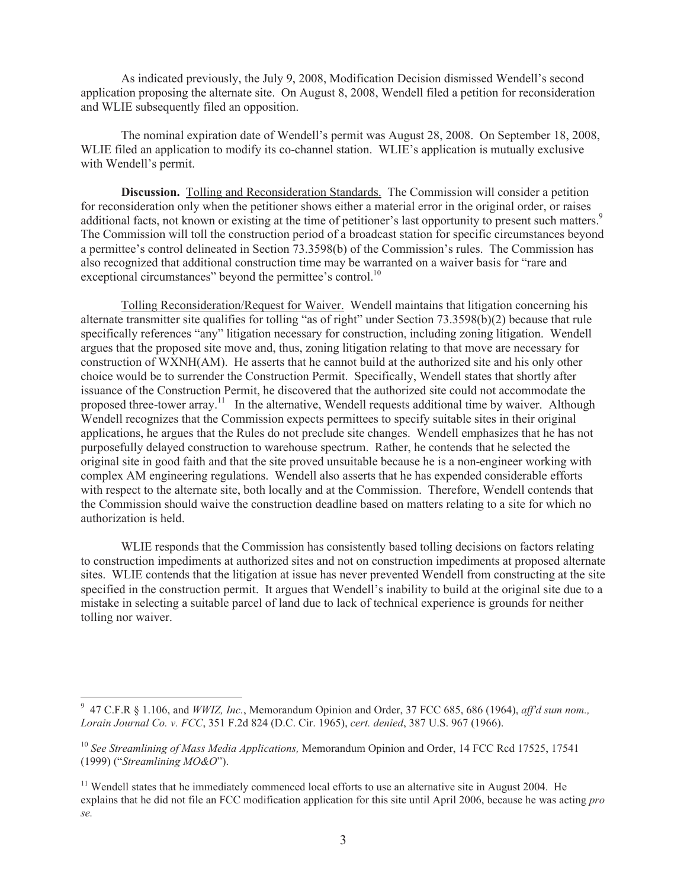As indicated previously, the July 9, 2008, Modification Decision dismissed Wendell's second application proposing the alternate site. On August 8, 2008, Wendell filed a petition for reconsideration and WLIE subsequently filed an opposition.

The nominal expiration date of Wendell's permit was August 28, 2008. On September 18, 2008, WLIE filed an application to modify its co-channel station. WLIE's application is mutually exclusive with Wendell's permit.

**Discussion.** Tolling and Reconsideration Standards. The Commission will consider a petition for reconsideration only when the petitioner shows either a material error in the original order, or raises additional facts, not known or existing at the time of petitioner's last opportunity to present such matters.[9] The Commission will toll the construction period of a broadcast station for specific circumstances beyond a permittee's control delineated in Section 73.3598(b) of the Commission's rules. The Commission has also recognized that additional construction time may be warranted on a waiver basis for "rare and exceptional circumstances" beyond the permittee's control.[10]

Tolling Reconsideration/Request for Waiver. Wendell maintains that litigation concerning his alternate transmitter site qualifies for tolling "as of right" under Section 73.3598(b)(2) because that rule specifically references "any" litigation necessary for construction, including zoning litigation. Wendell argues that the proposed site move and, thus, zoning litigation relating to that move are necessary for construction of WXNH(AM). He asserts that he cannot build at the authorized site and his only other choice would be to surrender the Construction Permit. Specifically, Wendell states that shortly after issuance of the Construction Permit, he discovered that the authorized site could not accommodate the proposed three-tower array.[11] In the alternative, Wendell requests additional time by waiver. Although Wendell recognizes that the Commission expects permittees to specify suitable sites in their original applications, he argues that the Rules do not preclude site changes. Wendell emphasizes that he has not purposefully delayed construction to warehouse spectrum. Rather, he contends that he selected the original site in good faith and that the site proved unsuitable because he is a non-engineer working with complex AM engineering regulations. Wendell also asserts that he has expended considerable efforts with respect to the alternate site, both locally and at the Commission. Therefore, Wendell contends that the Commission should waive the construction deadline based on matters relating to a site for which no authorization is held.

WLIE responds that the Commission has consistently based tolling decisions on factors relating to construction impediments at authorized sites and not on construction impediments at proposed alternate sites. WLIE contends that the litigation at issue has never prevented Wendell from constructing at the site specified in the construction permit. It argues that Wendell's inability to build at the original site due to a mistake in selecting a suitable parcel of land due to lack of technical experience is grounds for neither tolling nor waiver.

---

[9] 47 C.F.R § 1.106, and *WWIZ, Inc.*, Memorandum Opinion and Order, 37 FCC 685, 686 (1964), *aff'd sum nom., Lorain Journal Co. v. FCC*, 351 F.2d 824 (D.C. Cir. 1965), *cert. denied*, 387 U.S. 967 (1966).

[10] *See Streamlining of Mass Media Applications,* Memorandum Opinion and Order, 14 FCC Rcd 17525, 17541 (1999) ("*Streamlining MO&O*").

[11] Wendell states that he immediately commenced local efforts to use an alternative site in August 2004. He explains that he did not file an FCC modification application for this site until April 2006, because he was acting *pro se.*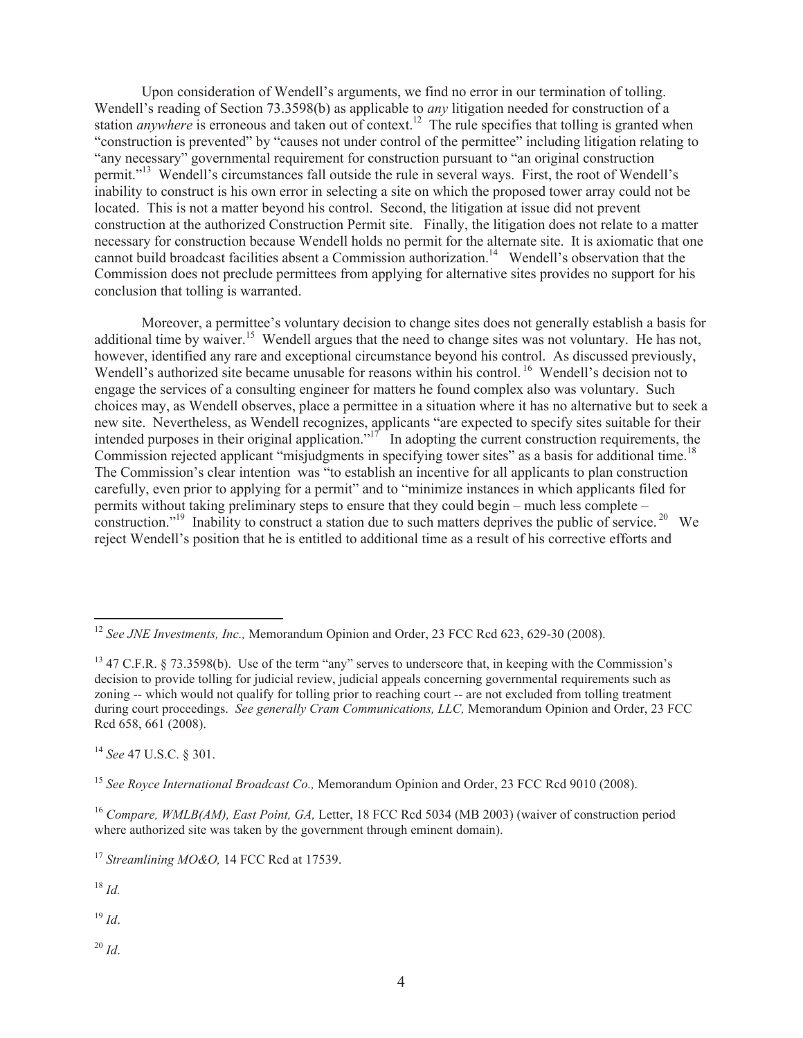Upon consideration of Wendell's arguments, we find no error in our termination of tolling. Wendell's reading of Section 73.3598(b) as applicable to *any* litigation needed for construction of a station *anywhere* is erroneous and taken out of context.[12] The rule specifies that tolling is granted when "construction is prevented" by "causes not under control of the permittee" including litigation relating to "any necessary" governmental requirement for construction pursuant to "an original construction permit."[13] Wendell's circumstances fall outside the rule in several ways. First, the root of Wendell's inability to construct is his own error in selecting a site on which the proposed tower array could not be located. This is not a matter beyond his control. Second, the litigation at issue did not prevent construction at the authorized Construction Permit site. Finally, the litigation does not relate to a matter necessary for construction because Wendell holds no permit for the alternate site. It is axiomatic that one cannot build broadcast facilities absent a Commission authorization.[14] Wendell's observation that the Commission does not preclude permittees from applying for alternative sites provides no support for his conclusion that tolling is warranted.

Moreover, a permittee's voluntary decision to change sites does not generally establish a basis for additional time by waiver.[15] Wendell argues that the need to change sites was not voluntary. He has not, however, identified any rare and exceptional circumstance beyond his control. As discussed previously, Wendell's authorized site became unusable for reasons within his control.[16] Wendell's decision not to engage the services of a consulting engineer for matters he found complex also was voluntary. Such choices may, as Wendell observes, place a permittee in a situation where it has no alternative but to seek a new site. Nevertheless, as Wendell recognizes, applicants "are expected to specify sites suitable for their intended purposes in their original application."[17] In adopting the current construction requirements, the Commission rejected applicant "misjudgments in specifying tower sites" as a basis for additional time.[18] The Commission's clear intention was "to establish an incentive for all applicants to plan construction carefully, even prior to applying for a permit" and to "minimize instances in which applicants filed for permits without taking preliminary steps to ensure that they could begin – much less complete – construction."[19] Inability to construct a station due to such matters deprives the public of service.[20] We reject Wendell's position that he is entitled to additional time as a result of his corrective efforts and

---

[12] *See JNE Investments, Inc.,* Memorandum Opinion and Order, 23 FCC Rcd 623, 629-30 (2008).

[13] 47 C.F.R. § 73.3598(b). Use of the term "any" serves to underscore that, in keeping with the Commission's decision to provide tolling for judicial review, judicial appeals concerning governmental requirements such as zoning -- which would not qualify for tolling prior to reaching court -- are not excluded from tolling treatment during court proceedings. *See generally Cram Communications, LLC,* Memorandum Opinion and Order, 23 FCC Rcd 658, 661 (2008).

[14] *See* 47 U.S.C. § 301.

[15] *See Royce International Broadcast Co.,* Memorandum Opinion and Order, 23 FCC Rcd 9010 (2008).

[16] *Compare, WMLB(AM), East Point, GA,* Letter, 18 FCC Rcd 5034 (MB 2003) (waiver of construction period where authorized site was taken by the government through eminent domain).

[17] *Streamlining MO&O,* 14 FCC Rcd at 17539.

[18] *Id.*

[19] *Id*.

[20] *Id*.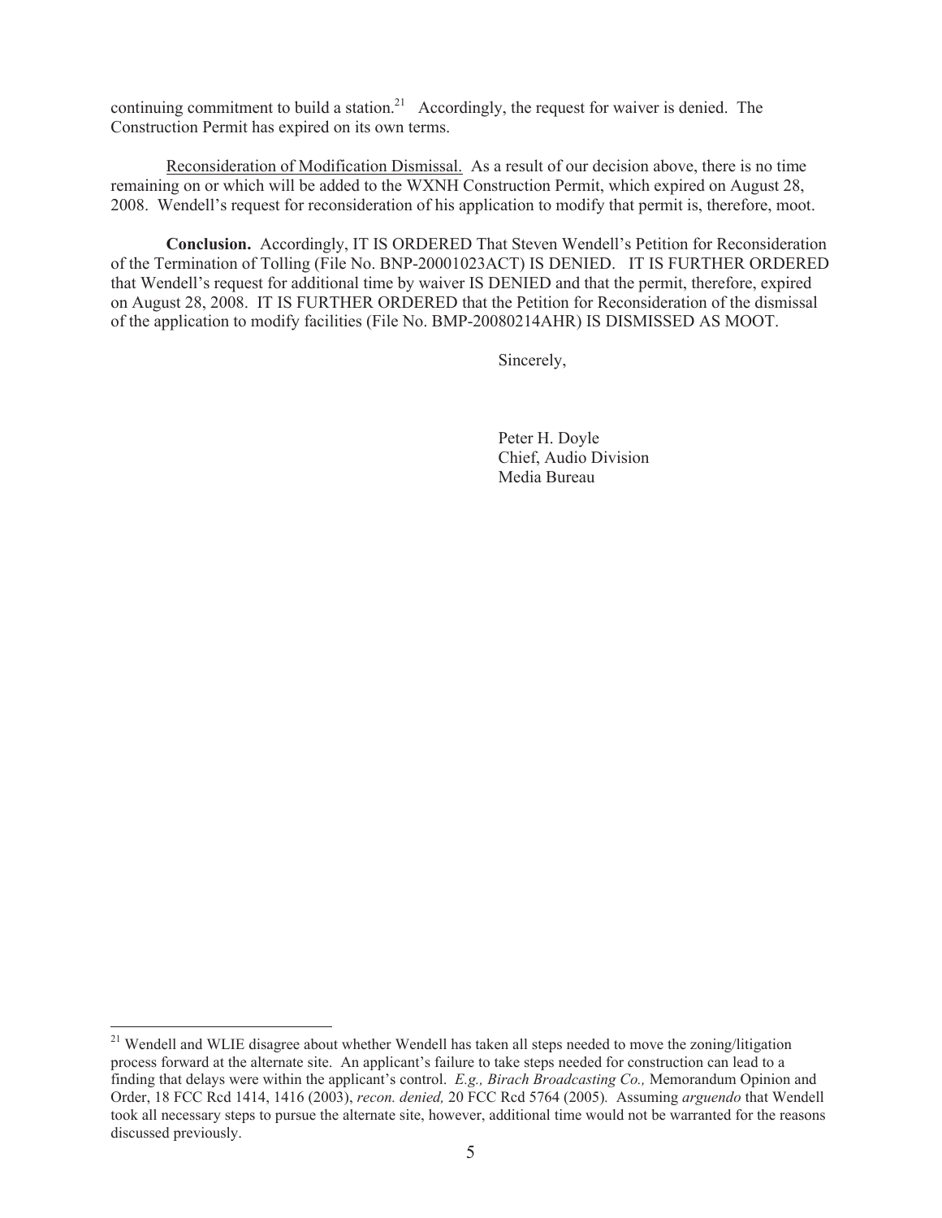continuing commitment to build a station.[21] Accordingly, the request for waiver is denied. The Construction Permit has expired on its own terms.

Reconsideration of Modification Dismissal. As a result of our decision above, there is no time remaining on or which will be added to the WXNH Construction Permit, which expired on August 28, 2008. Wendell's request for reconsideration of his application to modify that permit is, therefore, moot.

**Conclusion.** Accordingly, IT IS ORDERED That Steven Wendell's Petition for Reconsideration of the Termination of Tolling (File No. BNP-20001023ACT) IS DENIED. IT IS FURTHER ORDERED that Wendell's request for additional time by waiver IS DENIED and that the permit, therefore, expired on August 28, 2008. IT IS FURTHER ORDERED that the Petition for Reconsideration of the dismissal of the application to modify facilities (File No. BMP-20080214AHR) IS DISMISSED AS MOOT.

Sincerely,

Peter H. Doyle
Chief, Audio Division
Media Bureau

---

[21] Wendell and WLIE disagree about whether Wendell has taken all steps needed to move the zoning/litigation process forward at the alternate site. An applicant's failure to take steps needed for construction can lead to a finding that delays were within the applicant's control. *E.g., Birach Broadcasting Co.,* Memorandum Opinion and Order, 18 FCC Rcd 1414, 1416 (2003), *recon. denied,* 20 FCC Rcd 5764 (2005). Assuming *arguendo* that Wendell took all necessary steps to pursue the alternate site, however, additional time would not be warranted for the reasons discussed previously.